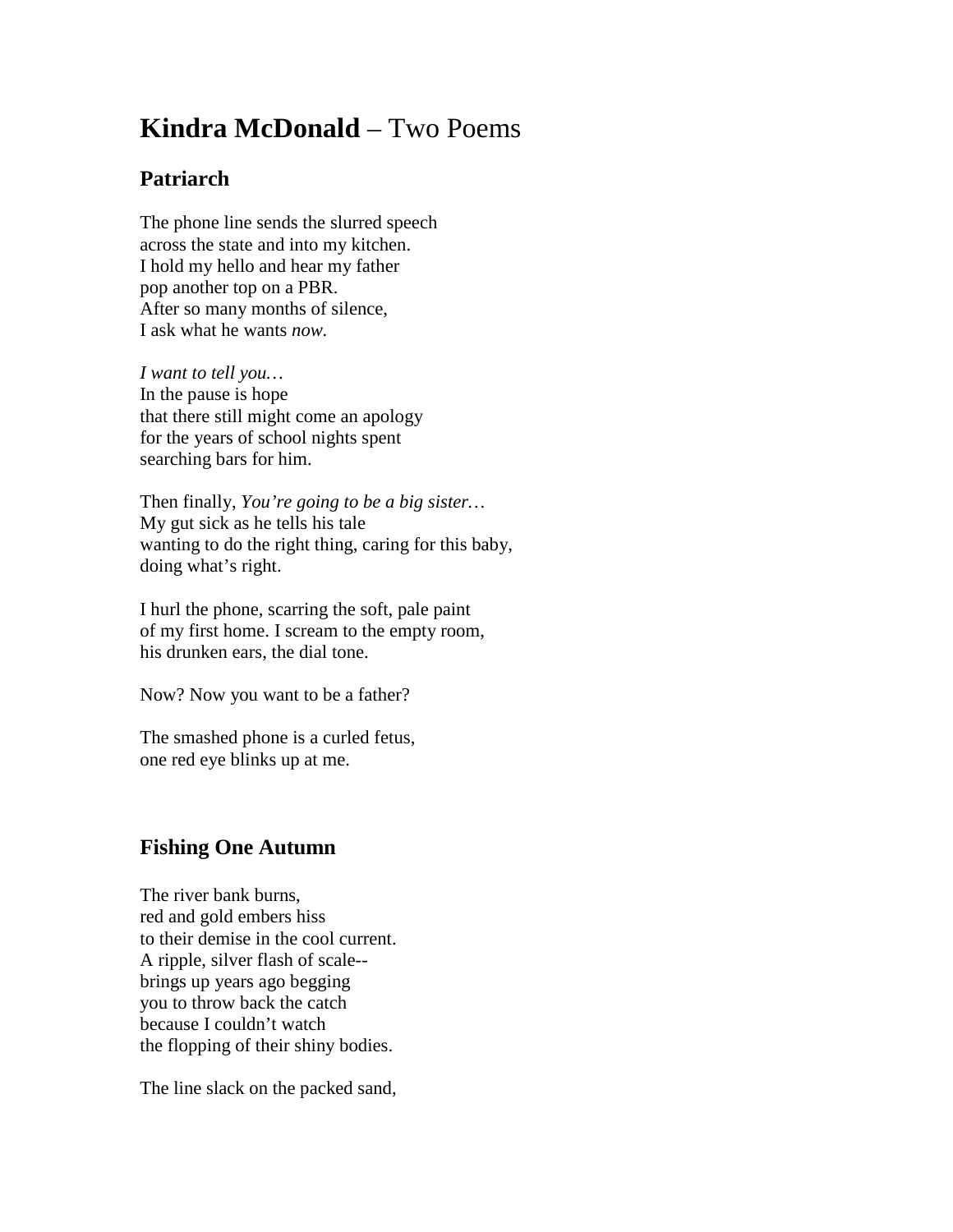# **Kindra McDonald** – Two Poems

## Patriarch

The phone line sends the slurred speech  
across the state and into my kitchen.  
I hold my hello and hear my father  
pop another top on a PBR.  
After so many months of silence,  
I ask what he wants *now.*

*I want to tell you…*  
In the pause is hope  
that there still might come an apology  
for the years of school nights spent  
searching bars for him.

Then finally, *You're going to be a big sister…*  
My gut sick as he tells his tale  
wanting to do the right thing, caring for this baby,  
doing what's right.

I hurl the phone, scarring the soft, pale paint  
of my first home. I scream to the empty room,  
his drunken ears, the dial tone.

Now? Now you want to be a father?

The smashed phone is a curled fetus,  
one red eye blinks up at me.

## Fishing One Autumn

The river bank burns,  
red and gold embers hiss  
to their demise in the cool current.  
A ripple, silver flash of scale--  
brings up years ago begging  
you to throw back the catch  
because I couldn't watch  
the flopping of their shiny bodies.

The line slack on the packed sand,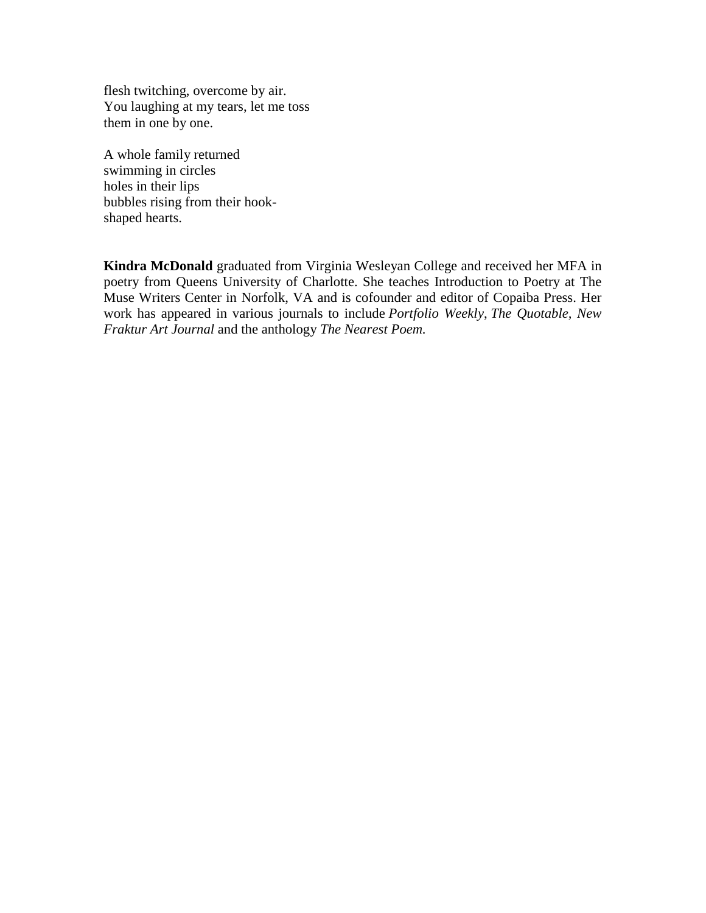flesh twitching, overcome by air.  
You laughing at my tears, let me toss  
them in one by one.

A whole family returned  
swimming in circles  
holes in their lips  
bubbles rising from their hook-  
shaped hearts.

**Kindra McDonald** graduated from Virginia Wesleyan College and received her MFA in poetry from Queens University of Charlotte. She teaches Introduction to Poetry at The Muse Writers Center in Norfolk, VA and is cofounder and editor of Copaiba Press. Her work has appeared in various journals to include *Portfolio Weekly*, *The Quotable, New Fraktur Art Journal* and the anthology *The Nearest Poem.*